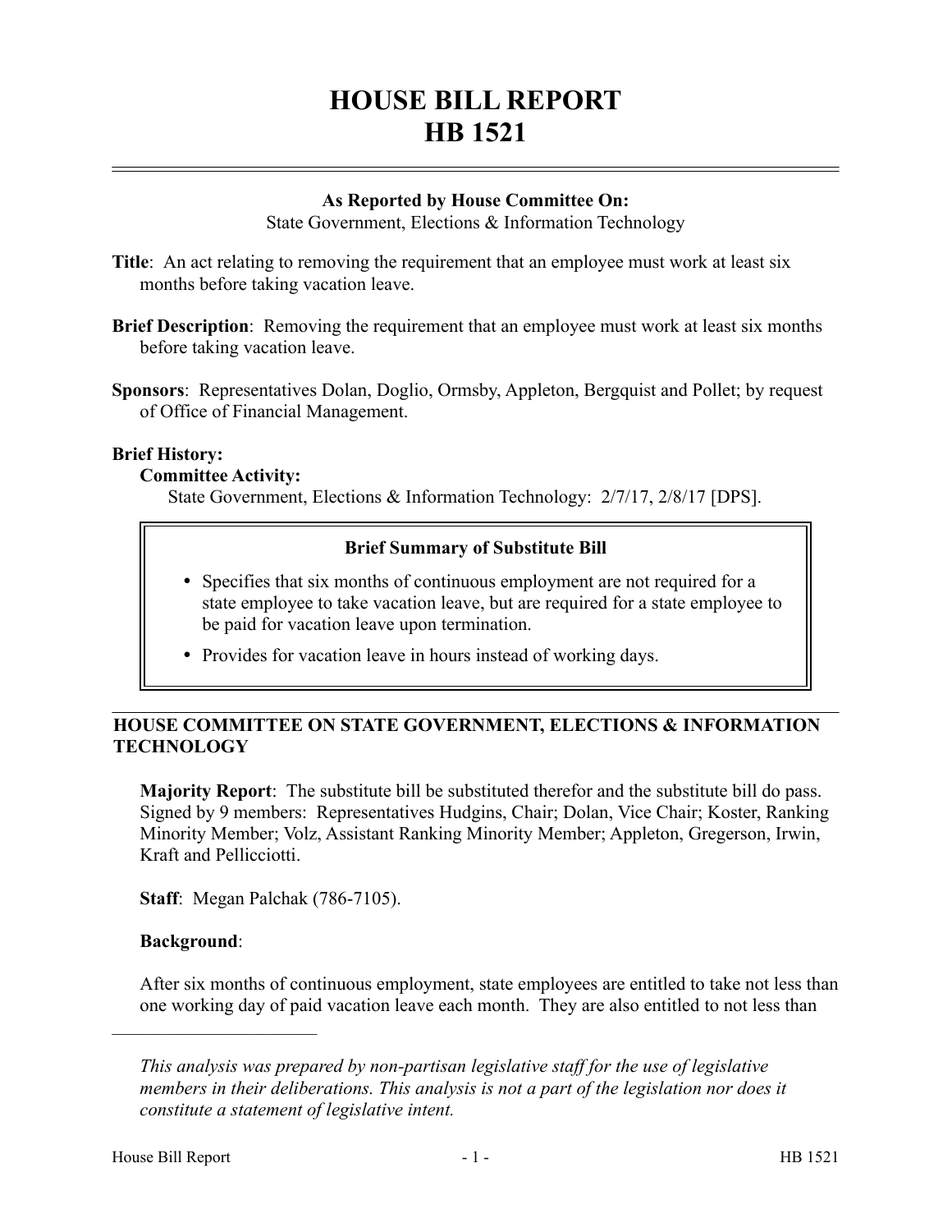# HOUSE BILL REPORT
# HB 1521

**As Reported by House Committee On:**
State Government, Elections & Information Technology

**Title**: An act relating to removing the requirement that an employee must work at least six months before taking vacation leave.

**Brief Description**: Removing the requirement that an employee must work at least six months before taking vacation leave.

**Sponsors**: Representatives Dolan, Doglio, Ormsby, Appleton, Bergquist and Pollet; by request of Office of Financial Management.

**Brief History:**

**Committee Activity:**

State Government, Elections & Information Technology: 2/7/17, 2/8/17 [DPS].

**Brief Summary of Substitute Bill**

- Specifies that six months of continuous employment are not required for a state employee to take vacation leave, but are required for a state employee to be paid for vacation leave upon termination.
- Provides for vacation leave in hours instead of working days.

## HOUSE COMMITTEE ON STATE GOVERNMENT, ELECTIONS & INFORMATION TECHNOLOGY

**Majority Report**: The substitute bill be substituted therefor and the substitute bill do pass. Signed by 9 members: Representatives Hudgins, Chair; Dolan, Vice Chair; Koster, Ranking Minority Member; Volz, Assistant Ranking Minority Member; Appleton, Gregerson, Irwin, Kraft and Pellicciotti.

**Staff**: Megan Palchak (786-7105).

**Background**:

After six months of continuous employment, state employees are entitled to take not less than one working day of paid vacation leave each month. They are also entitled to not less than

*This analysis was prepared by non-partisan legislative staff for the use of legislative members in their deliberations. This analysis is not a part of the legislation nor does it constitute a statement of legislative intent.*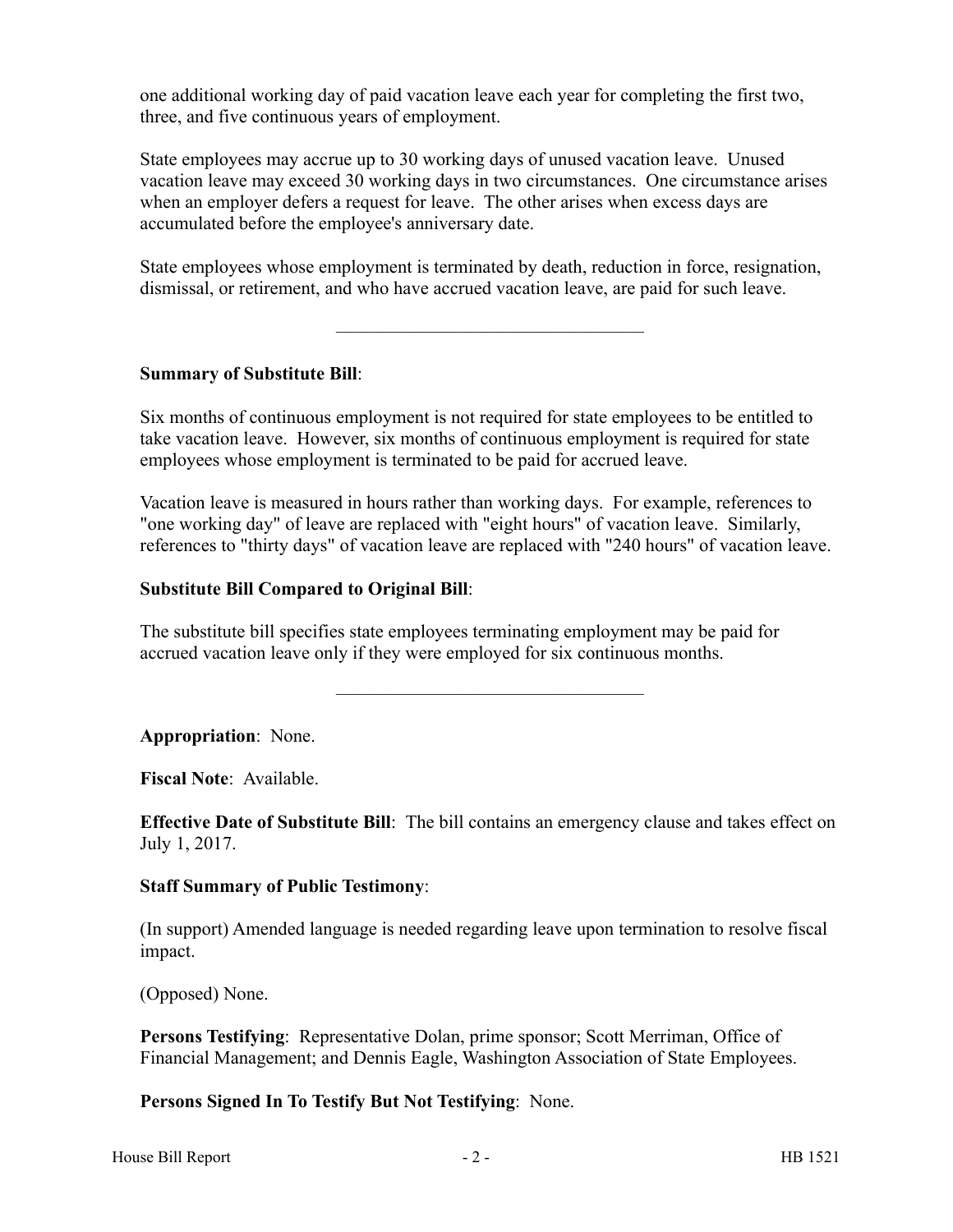one additional working day of paid vacation leave each year for completing the first two, three, and five continuous years of employment.

State employees may accrue up to 30 working days of unused vacation leave. Unused vacation leave may exceed 30 working days in two circumstances. One circumstance arises when an employer defers a request for leave. The other arises when excess days are accumulated before the employee's anniversary date.

State employees whose employment is terminated by death, reduction in force, resignation, dismissal, or retirement, and who have accrued vacation leave, are paid for such leave.

---

**Summary of Substitute Bill**:

Six months of continuous employment is not required for state employees to be entitled to take vacation leave. However, six months of continuous employment is required for state employees whose employment is terminated to be paid for accrued leave.

Vacation leave is measured in hours rather than working days. For example, references to "one working day" of leave are replaced with "eight hours" of vacation leave. Similarly, references to "thirty days" of vacation leave are replaced with "240 hours" of vacation leave.

**Substitute Bill Compared to Original Bill**:

The substitute bill specifies state employees terminating employment may be paid for accrued vacation leave only if they were employed for six continuous months.

---

**Appropriation**: None.

**Fiscal Note**: Available.

**Effective Date of Substitute Bill**: The bill contains an emergency clause and takes effect on July 1, 2017.

**Staff Summary of Public Testimony**:

(In support) Amended language is needed regarding leave upon termination to resolve fiscal impact.

(Opposed) None.

**Persons Testifying**: Representative Dolan, prime sponsor; Scott Merriman, Office of Financial Management; and Dennis Eagle, Washington Association of State Employees.

**Persons Signed In To Testify But Not Testifying**: None.